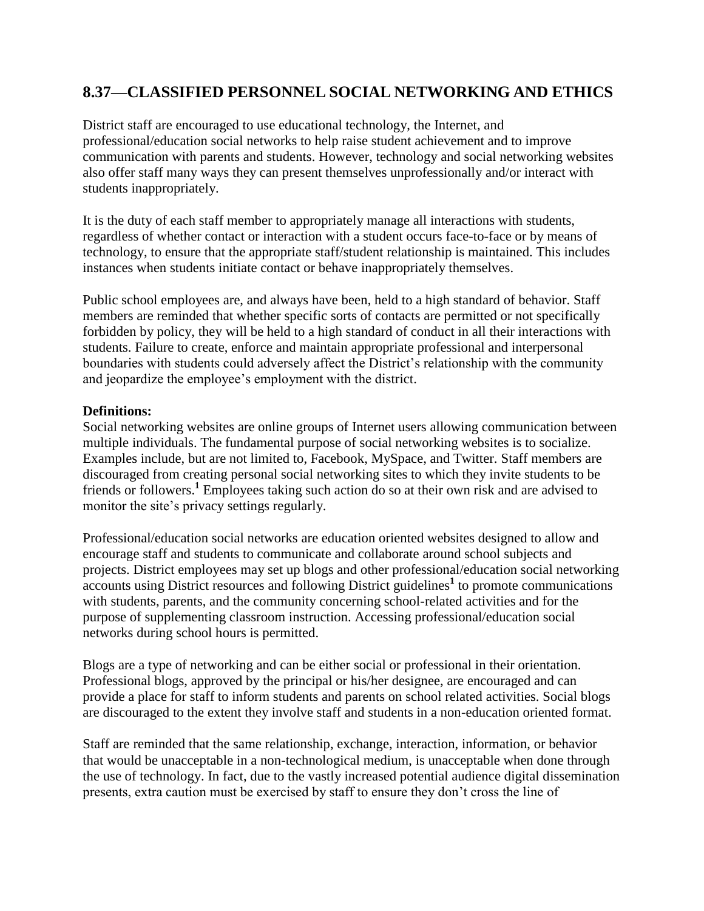## 8.37—CLASSIFIED PERSONNEL SOCIAL NETWORKING AND ETHICS

District staff are encouraged to use educational technology, the Internet, and professional/education social networks to help raise student achievement and to improve communication with parents and students. However, technology and social networking websites also offer staff many ways they can present themselves unprofessionally and/or interact with students inappropriately.

It is the duty of each staff member to appropriately manage all interactions with students, regardless of whether contact or interaction with a student occurs face-to-face or by means of technology, to ensure that the appropriate staff/student relationship is maintained. This includes instances when students initiate contact or behave inappropriately themselves.

Public school employees are, and always have been, held to a high standard of behavior. Staff members are reminded that whether specific sorts of contacts are permitted or not specifically forbidden by policy, they will be held to a high standard of conduct in all their interactions with students. Failure to create, enforce and maintain appropriate professional and interpersonal boundaries with students could adversely affect the District's relationship with the community and jeopardize the employee's employment with the district.

**Definitions:**
Social networking websites are online groups of Internet users allowing communication between multiple individuals. The fundamental purpose of social networking websites is to socialize. Examples include, but are not limited to, Facebook, MySpace, and Twitter. Staff members are discouraged from creating personal social networking sites to which they invite students to be friends or followers.[1] Employees taking such action do so at their own risk and are advised to monitor the site's privacy settings regularly.

Professional/education social networks are education oriented websites designed to allow and encourage staff and students to communicate and collaborate around school subjects and projects. District employees may set up blogs and other professional/education social networking accounts using District resources and following District guidelines[1] to promote communications with students, parents, and the community concerning school-related activities and for the purpose of supplementing classroom instruction. Accessing professional/education social networks during school hours is permitted.

Blogs are a type of networking and can be either social or professional in their orientation. Professional blogs, approved by the principal or his/her designee, are encouraged and can provide a place for staff to inform students and parents on school related activities. Social blogs are discouraged to the extent they involve staff and students in a non-education oriented format.

Staff are reminded that the same relationship, exchange, interaction, information, or behavior that would be unacceptable in a non-technological medium, is unacceptable when done through the use of technology. In fact, due to the vastly increased potential audience digital dissemination presents, extra caution must be exercised by staff to ensure they don't cross the line of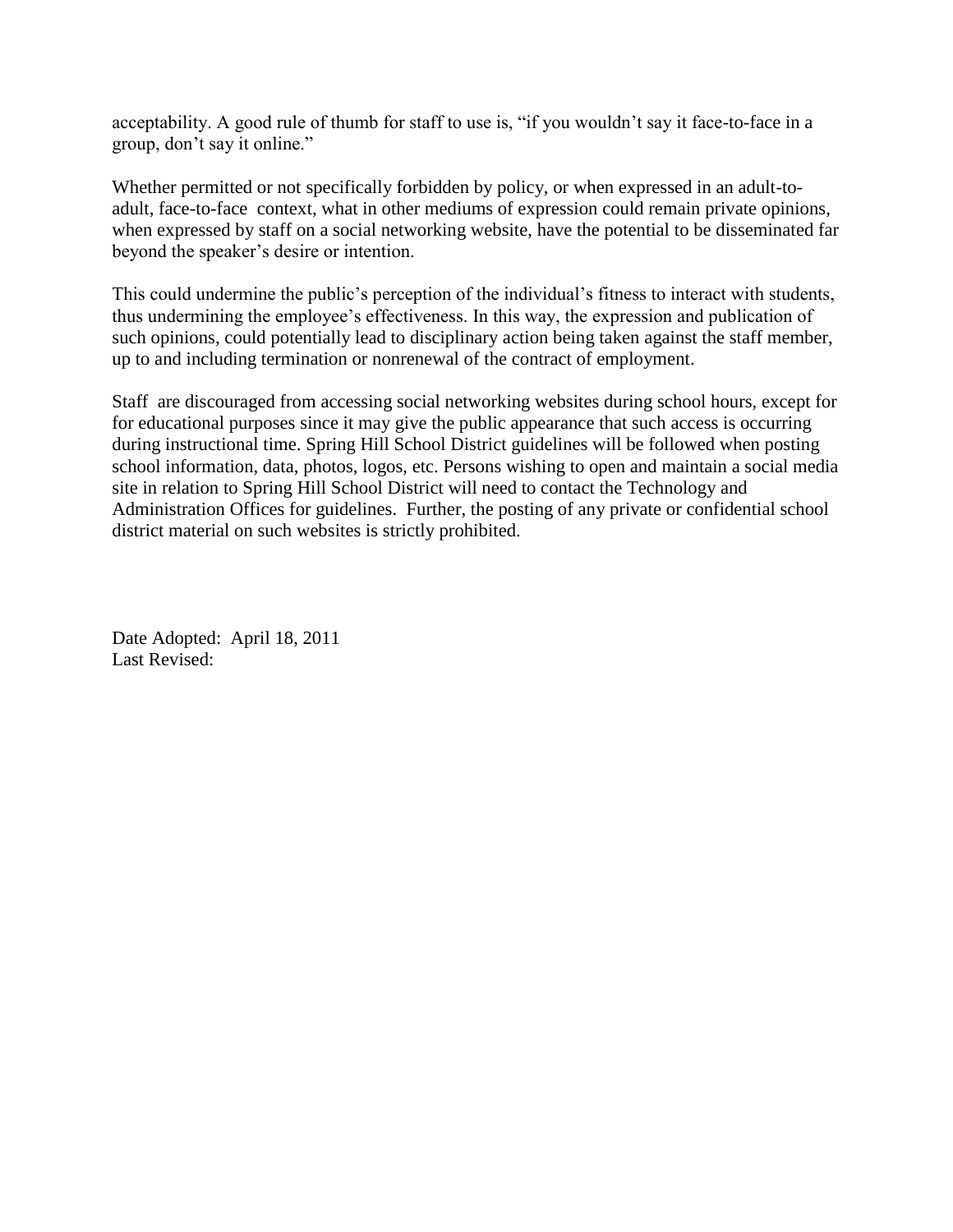acceptability. A good rule of thumb for staff to use is, "if you wouldn't say it face-to-face in a group, don't say it online."

Whether permitted or not specifically forbidden by policy, or when expressed in an adult-to-adult, face-to-face context, what in other mediums of expression could remain private opinions, when expressed by staff on a social networking website, have the potential to be disseminated far beyond the speaker's desire or intention.

This could undermine the public's perception of the individual's fitness to interact with students, thus undermining the employee's effectiveness. In this way, the expression and publication of such opinions, could potentially lead to disciplinary action being taken against the staff member, up to and including termination or nonrenewal of the contract of employment.

Staff are discouraged from accessing social networking websites during school hours, except for for educational purposes since it may give the public appearance that such access is occurring during instructional time. Spring Hill School District guidelines will be followed when posting school information, data, photos, logos, etc. Persons wishing to open and maintain a social media site in relation to Spring Hill School District will need to contact the Technology and Administration Offices for guidelines. Further, the posting of any private or confidential school district material on such websites is strictly prohibited.

Date Adopted: April 18, 2011
Last Revised: